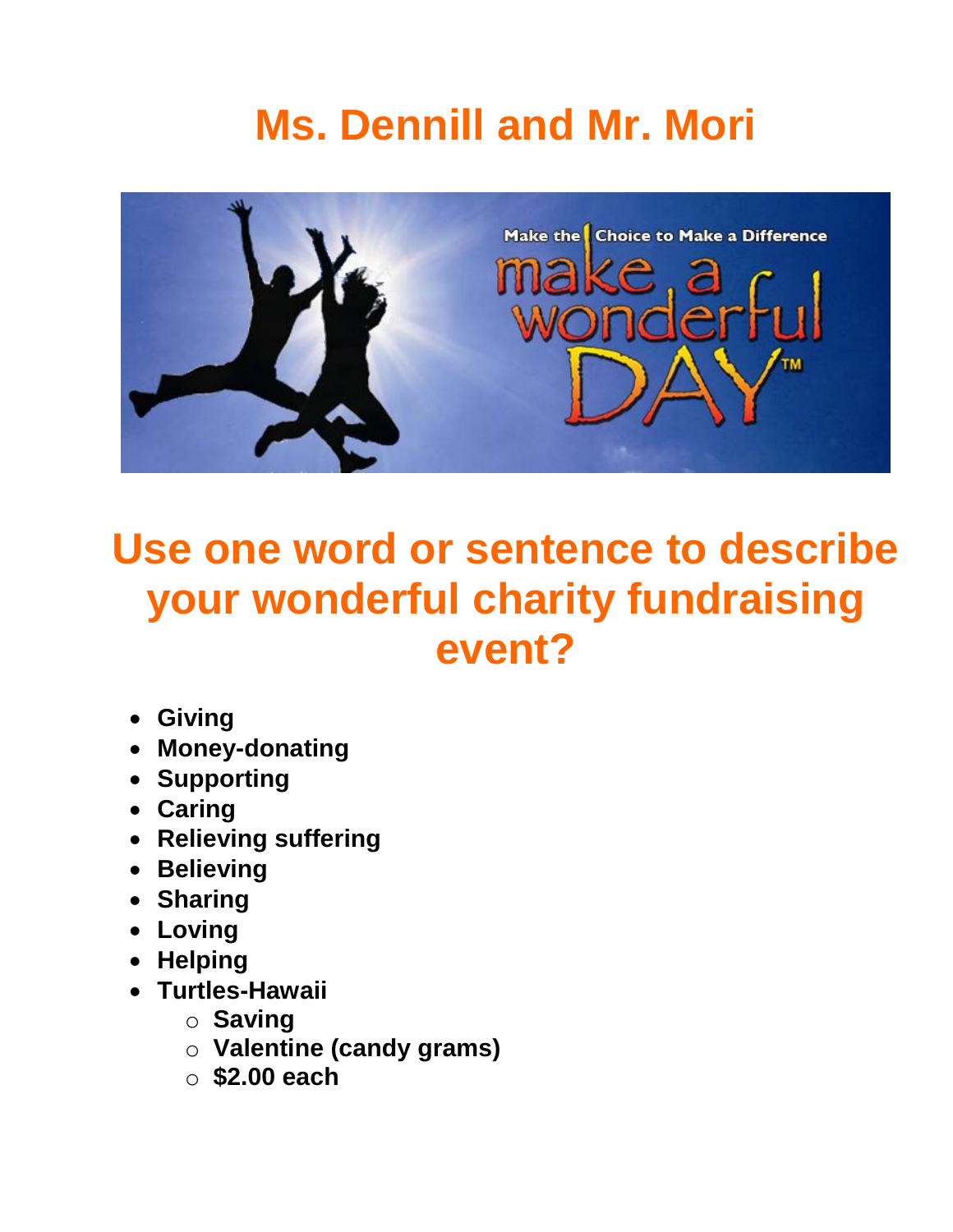# Ms. Dennill and Mr. Mori

## Use one word or sentence to describe your wonderful charity fundraising event?

- **Giving**
- **Money-donating**
- **Supporting**
- **Caring**
- **Relieving suffering**
- **Believing**
- **Sharing**
- **Loving**
- **Helping**
- **Turtles-Hawaii**
    - **Saving**
    - **Valentine (candy grams)**
    - **$2.00 each**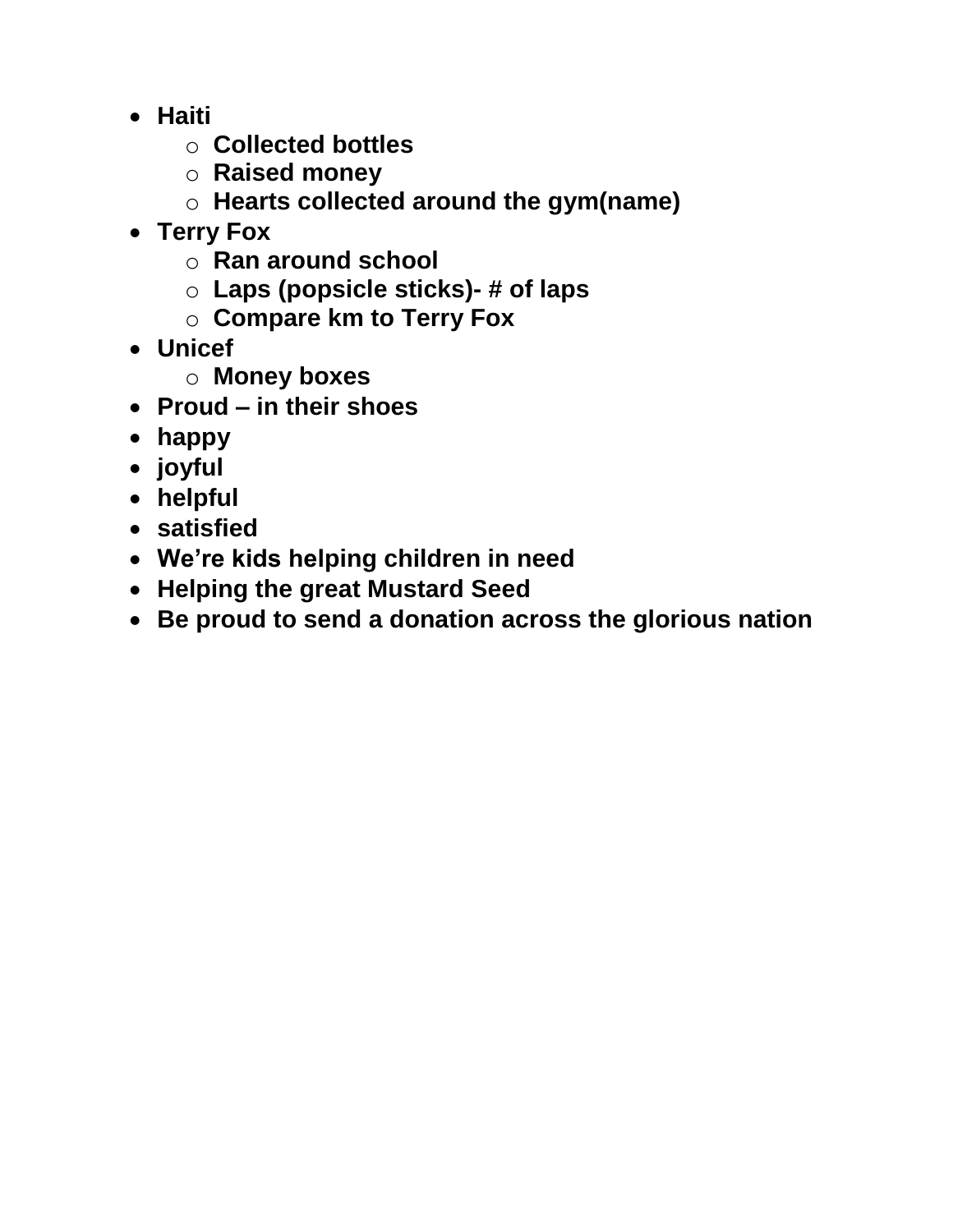- **Haiti**
  - **Collected bottles**
  - **Raised money**
  - **Hearts collected around the gym(name)**
- **Terry Fox**
  - **Ran around school**
  - **Laps (popsicle sticks)- # of laps**
  - **Compare km to Terry Fox**
- **Unicef**
  - **Money boxes**
- **Proud – in their shoes**
- **happy**
- **joyful**
- **helpful**
- **satisfied**
- **We're kids helping children in need**
- **Helping the great Mustard Seed**
- **Be proud to send a donation across the glorious nation**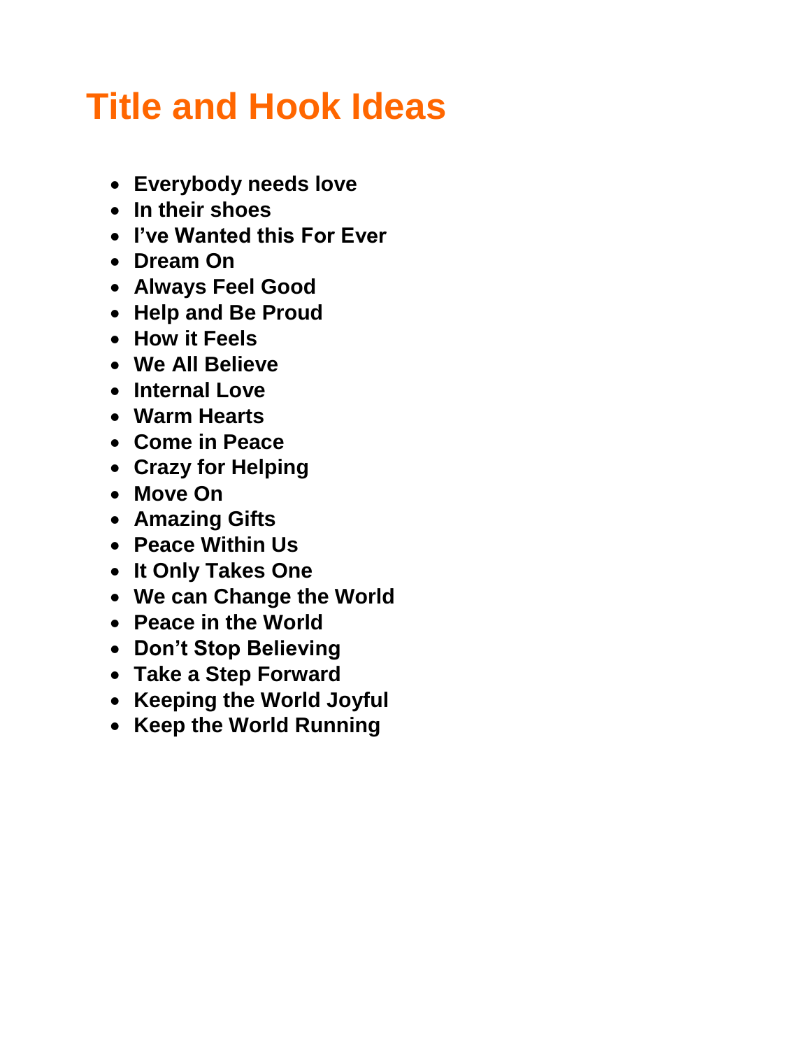# Title and Hook Ideas

- **Everybody needs love**
- **In their shoes**
- **I've Wanted this For Ever**
- **Dream On**
- **Always Feel Good**
- **Help and Be Proud**
- **How it Feels**
- **We All Believe**
- **Internal Love**
- **Warm Hearts**
- **Come in Peace**
- **Crazy for Helping**
- **Move On**
- **Amazing Gifts**
- **Peace Within Us**
- **It Only Takes One**
- **We can Change the World**
- **Peace in the World**
- **Don't Stop Believing**
- **Take a Step Forward**
- **Keeping the World Joyful**
- **Keep the World Running**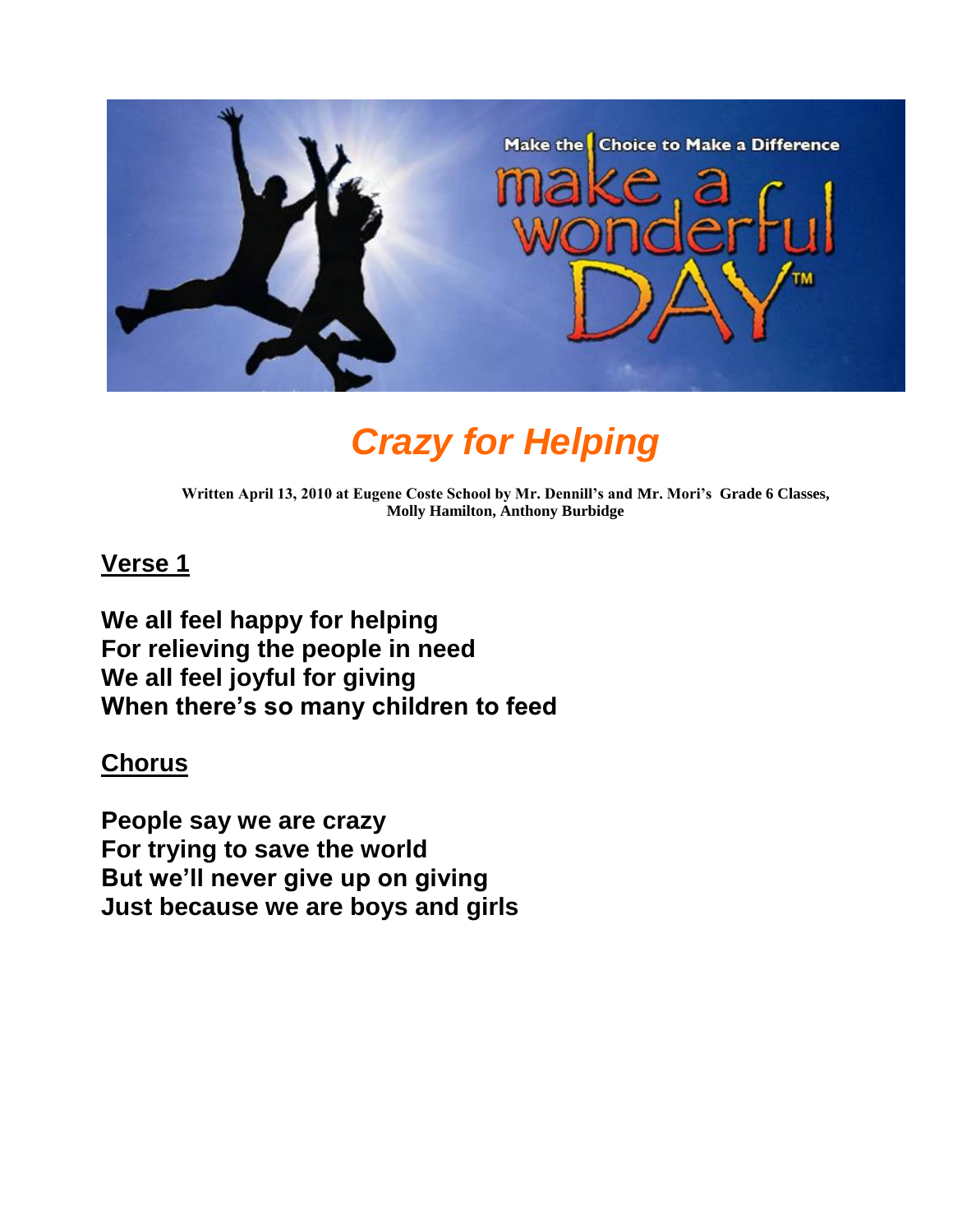# *Crazy for Helping*

**Written April 13, 2010 at Eugene Coste School by Mr. Dennill's and Mr. Mori's Grade 6 Classes, Molly Hamilton, Anthony Burbidge**

## Verse 1

**We all feel happy for helping**
**For relieving the people in need**
**We all feel joyful for giving**
**When there's so many children to feed**

## Chorus

**People say we are crazy**
**For trying to save the world**
**But we'll never give up on giving**
**Just because we are boys and girls**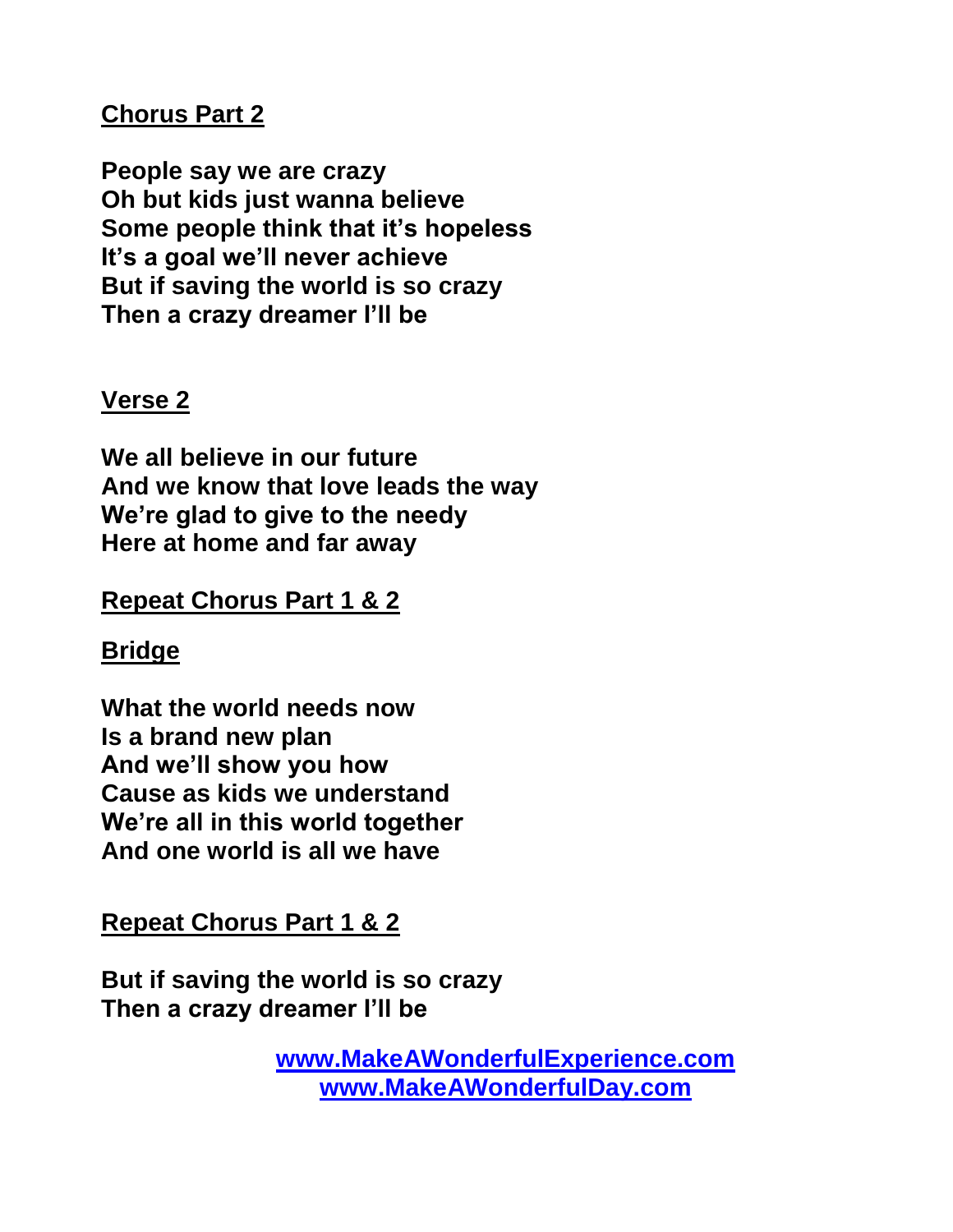**Chorus Part 2**

**People say we are crazy**
**Oh but kids just wanna believe**
**Some people think that it's hopeless**
**It's a goal we'll never achieve**
**But if saving the world is so crazy**
**Then a crazy dreamer I'll be**

**Verse 2**

**We all believe in our future**
**And we know that love leads the way**
**We're glad to give to the needy**
**Here at home and far away**

**Repeat Chorus Part 1 & 2**

**Bridge**

**What the world needs now**
**Is a brand new plan**
**And we'll show you how**
**Cause as kids we understand**
**We're all in this world together**
**And one world is all we have**

**Repeat Chorus Part 1 & 2**

**But if saving the world is so crazy**
**Then a crazy dreamer I'll be**

**www.MakeAWonderfulExperience.com**
**www.MakeAWonderfulDay.com**